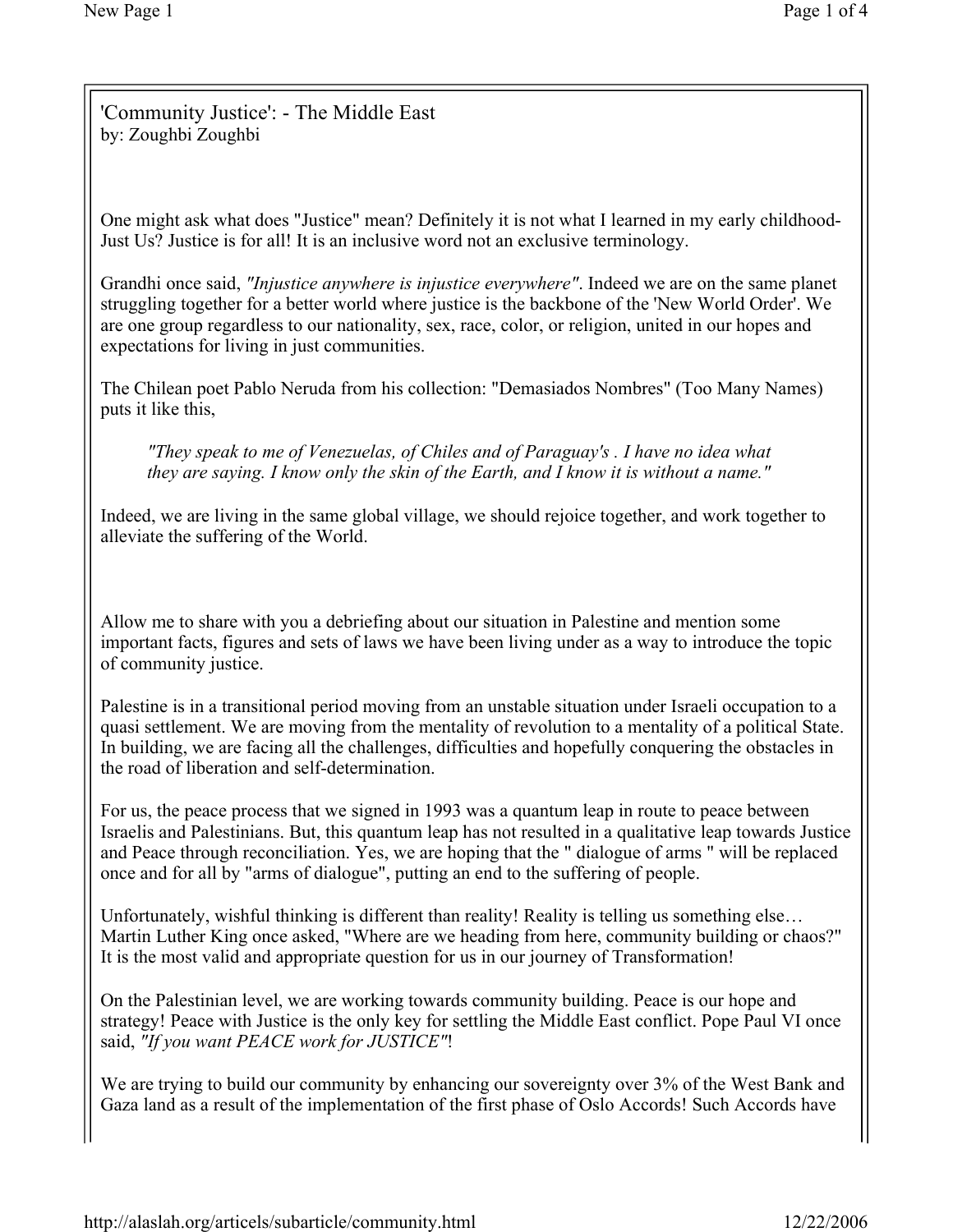# 'Community Justice': - The Middle East

by: Zoughbi Zoughbi

One might ask what does "Justice" mean? Definitely it is not what I learned in my early childhood- Just Us? Justice is for all! It is an inclusive word not an exclusive terminology.

Grandhi once said, *"Injustice anywhere is injustice everywhere"*. Indeed we are on the same planet struggling together for a better world where justice is the backbone of the 'New World Order'. We are one group regardless to our nationality, sex, race, color, or religion, united in our hopes and expectations for living in just communities.

The Chilean poet Pablo Neruda from his collection: "Demasiados Nombres" (Too Many Names) puts it like this,

> *"They speak to me of Venezuelas, of Chiles and of Paraguay's . I have no idea what they are saying. I know only the skin of the Earth, and I know it is without a name."*

Indeed, we are living in the same global village, we should rejoice together, and work together to alleviate the suffering of the World.

Allow me to share with you a debriefing about our situation in Palestine and mention some important facts, figures and sets of laws we have been living under as a way to introduce the topic of community justice.

Palestine is in a transitional period moving from an unstable situation under Israeli occupation to a quasi settlement. We are moving from the mentality of revolution to a mentality of a political State. In building, we are facing all the challenges, difficulties and hopefully conquering the obstacles in the road of liberation and self-determination.

For us, the peace process that we signed in 1993 was a quantum leap in route to peace between Israelis and Palestinians. But, this quantum leap has not resulted in a qualitative leap towards Justice and Peace through reconciliation. Yes, we are hoping that the " dialogue of arms " will be replaced once and for all by "arms of dialogue", putting an end to the suffering of people.

Unfortunately, wishful thinking is different than reality! Reality is telling us something else… Martin Luther King once asked, "Where are we heading from here, community building or chaos?" It is the most valid and appropriate question for us in our journey of Transformation!

On the Palestinian level, we are working towards community building. Peace is our hope and strategy! Peace with Justice is the only key for settling the Middle East conflict. Pope Paul VI once said, *"If you want PEACE work for JUSTICE"*!

We are trying to build our community by enhancing our sovereignty over 3% of the West Bank and Gaza land as a result of the implementation of the first phase of Oslo Accords! Such Accords have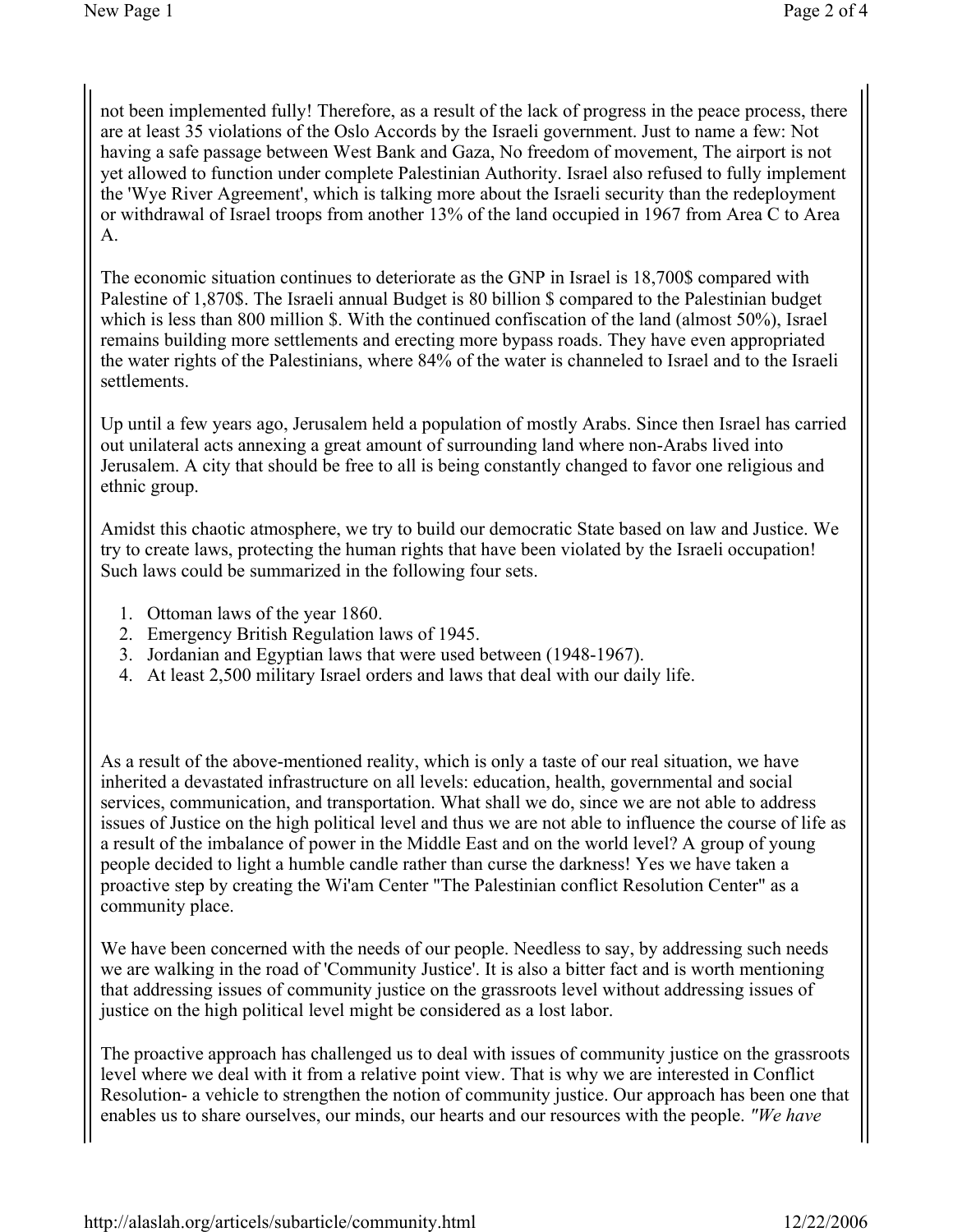not been implemented fully! Therefore, as a result of the lack of progress in the peace process, there are at least 35 violations of the Oslo Accords by the Israeli government. Just to name a few: Not having a safe passage between West Bank and Gaza, No freedom of movement, The airport is not yet allowed to function under complete Palestinian Authority. Israel also refused to fully implement the 'Wye River Agreement', which is talking more about the Israeli security than the redeployment or withdrawal of Israel troops from another 13% of the land occupied in 1967 from Area C to Area A.

The economic situation continues to deteriorate as the GNP in Israel is 18,700$ compared with Palestine of 1,870$. The Israeli annual Budget is 80 billion $ compared to the Palestinian budget which is less than 800 million $. With the continued confiscation of the land (almost 50%), Israel remains building more settlements and erecting more bypass roads. They have even appropriated the water rights of the Palestinians, where 84% of the water is channeled to Israel and to the Israeli settlements.

Up until a few years ago, Jerusalem held a population of mostly Arabs. Since then Israel has carried out unilateral acts annexing a great amount of surrounding land where non-Arabs lived into Jerusalem. A city that should be free to all is being constantly changed to favor one religious and ethnic group.

Amidst this chaotic atmosphere, we try to build our democratic State based on law and Justice. We try to create laws, protecting the human rights that have been violated by the Israeli occupation! Such laws could be summarized in the following four sets.

1. Ottoman laws of the year 1860.
2. Emergency British Regulation laws of 1945.
3. Jordanian and Egyptian laws that were used between (1948-1967).
4. At least 2,500 military Israel orders and laws that deal with our daily life.

As a result of the above-mentioned reality, which is only a taste of our real situation, we have inherited a devastated infrastructure on all levels: education, health, governmental and social services, communication, and transportation. What shall we do, since we are not able to address issues of Justice on the high political level and thus we are not able to influence the course of life as a result of the imbalance of power in the Middle East and on the world level? A group of young people decided to light a humble candle rather than curse the darkness! Yes we have taken a proactive step by creating the Wi'am Center "The Palestinian conflict Resolution Center" as a community place.

We have been concerned with the needs of our people. Needless to say, by addressing such needs we are walking in the road of 'Community Justice'. It is also a bitter fact and is worth mentioning that addressing issues of community justice on the grassroots level without addressing issues of justice on the high political level might be considered as a lost labor.

The proactive approach has challenged us to deal with issues of community justice on the grassroots level where we deal with it from a relative point view. That is why we are interested in Conflict Resolution- a vehicle to strengthen the notion of community justice. Our approach has been one that enables us to share ourselves, our minds, our hearts and our resources with the people. *"We have*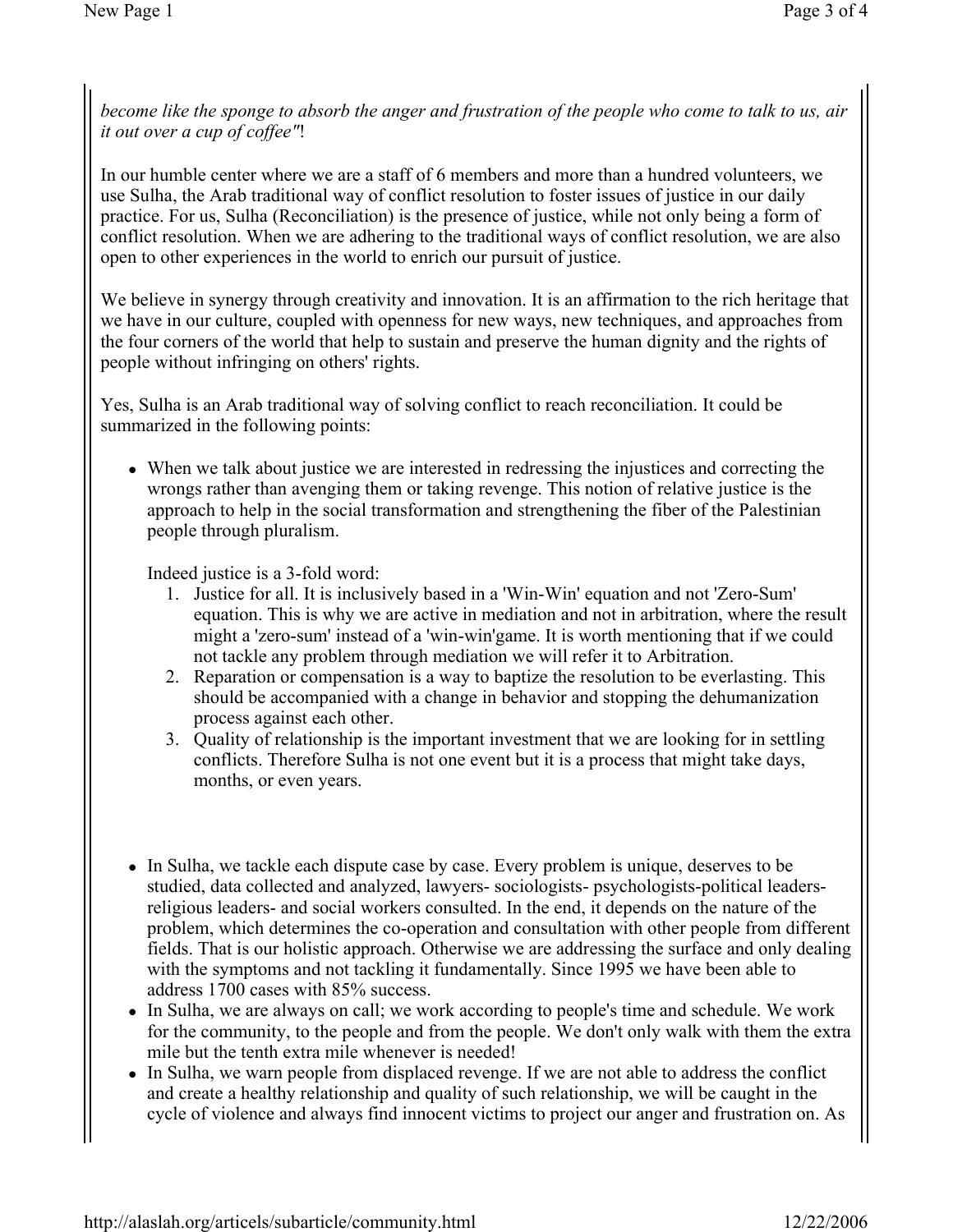*become like the sponge to absorb the anger and frustration of the people who come to talk to us, air it out over a cup of coffee"*!

In our humble center where we are a staff of 6 members and more than a hundred volunteers, we use Sulha, the Arab traditional way of conflict resolution to foster issues of justice in our daily practice. For us, Sulha (Reconciliation) is the presence of justice, while not only being a form of conflict resolution. When we are adhering to the traditional ways of conflict resolution, we are also open to other experiences in the world to enrich our pursuit of justice.

We believe in synergy through creativity and innovation. It is an affirmation to the rich heritage that we have in our culture, coupled with openness for new ways, new techniques, and approaches from the four corners of the world that help to sustain and preserve the human dignity and the rights of people without infringing on others' rights.

Yes, Sulha is an Arab traditional way of solving conflict to reach reconciliation. It could be summarized in the following points:

- When we talk about justice we are interested in redressing the injustices and correcting the wrongs rather than avenging them or taking revenge. This notion of relative justice is the approach to help in the social transformation and strengthening the fiber of the Palestinian people through pluralism.

  Indeed justice is a 3-fold word:

  1. Justice for all. It is inclusively based in a 'Win-Win' equation and not 'Zero-Sum' equation. This is why we are active in mediation and not in arbitration, where the result might a 'zero-sum' instead of a 'win-win'game. It is worth mentioning that if we could not tackle any problem through mediation we will refer it to Arbitration.
  2. Reparation or compensation is a way to baptize the resolution to be everlasting. This should be accompanied with a change in behavior and stopping the dehumanization process against each other.
  3. Quality of relationship is the important investment that we are looking for in settling conflicts. Therefore Sulha is not one event but it is a process that might take days, months, or even years.

- In Sulha, we tackle each dispute case by case. Every problem is unique, deserves to be studied, data collected and analyzed, lawyers- sociologists- psychologists-political leaders-religious leaders- and social workers consulted. In the end, it depends on the nature of the problem, which determines the co-operation and consultation with other people from different fields. That is our holistic approach. Otherwise we are addressing the surface and only dealing with the symptoms and not tackling it fundamentally. Since 1995 we have been able to address 1700 cases with 85% success.
- In Sulha, we are always on call; we work according to people's time and schedule. We work for the community, to the people and from the people. We don't only walk with them the extra mile but the tenth extra mile whenever is needed!
- In Sulha, we warn people from displaced revenge. If we are not able to address the conflict and create a healthy relationship and quality of such relationship, we will be caught in the cycle of violence and always find innocent victims to project our anger and frustration on. As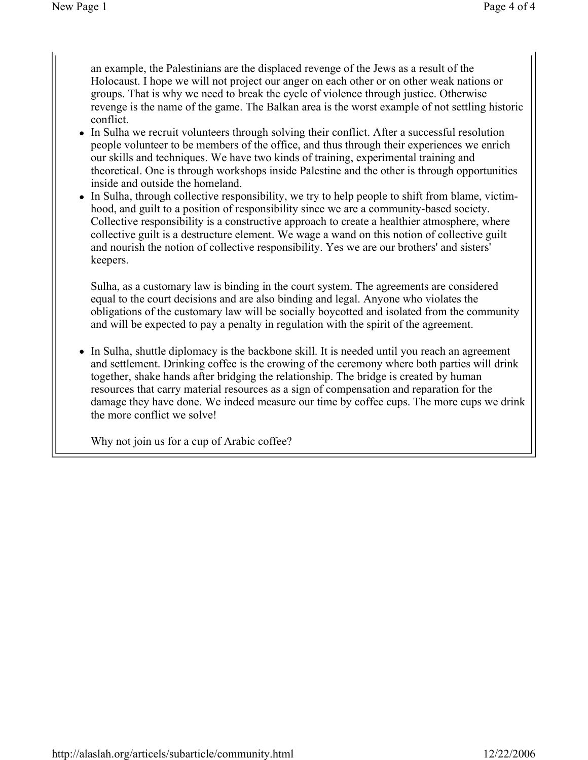an example, the Palestinians are the displaced revenge of the Jews as a result of the Holocaust. I hope we will not project our anger on each other or on other weak nations or groups. That is why we need to break the cycle of violence through justice. Otherwise revenge is the name of the game. The Balkan area is the worst example of not settling historic conflict.

- In Sulha we recruit volunteers through solving their conflict. After a successful resolution people volunteer to be members of the office, and thus through their experiences we enrich our skills and techniques. We have two kinds of training, experimental training and theoretical. One is through workshops inside Palestine and the other is through opportunities inside and outside the homeland.
- In Sulha, through collective responsibility, we try to help people to shift from blame, victim-hood, and guilt to a position of responsibility since we are a community-based society. Collective responsibility is a constructive approach to create a healthier atmosphere, where collective guilt is a destructure element. We wage a wand on this notion of collective guilt and nourish the notion of collective responsibility. Yes we are our brothers' and sisters' keepers.

  Sulha, as a customary law is binding in the court system. The agreements are considered equal to the court decisions and are also binding and legal. Anyone who violates the obligations of the customary law will be socially boycotted and isolated from the community and will be expected to pay a penalty in regulation with the spirit of the agreement.

- In Sulha, shuttle diplomacy is the backbone skill. It is needed until you reach an agreement and settlement. Drinking coffee is the crowing of the ceremony where both parties will drink together, shake hands after bridging the relationship. The bridge is created by human resources that carry material resources as a sign of compensation and reparation for the damage they have done. We indeed measure our time by coffee cups. The more cups we drink the more conflict we solve!

  Why not join us for a cup of Arabic coffee?